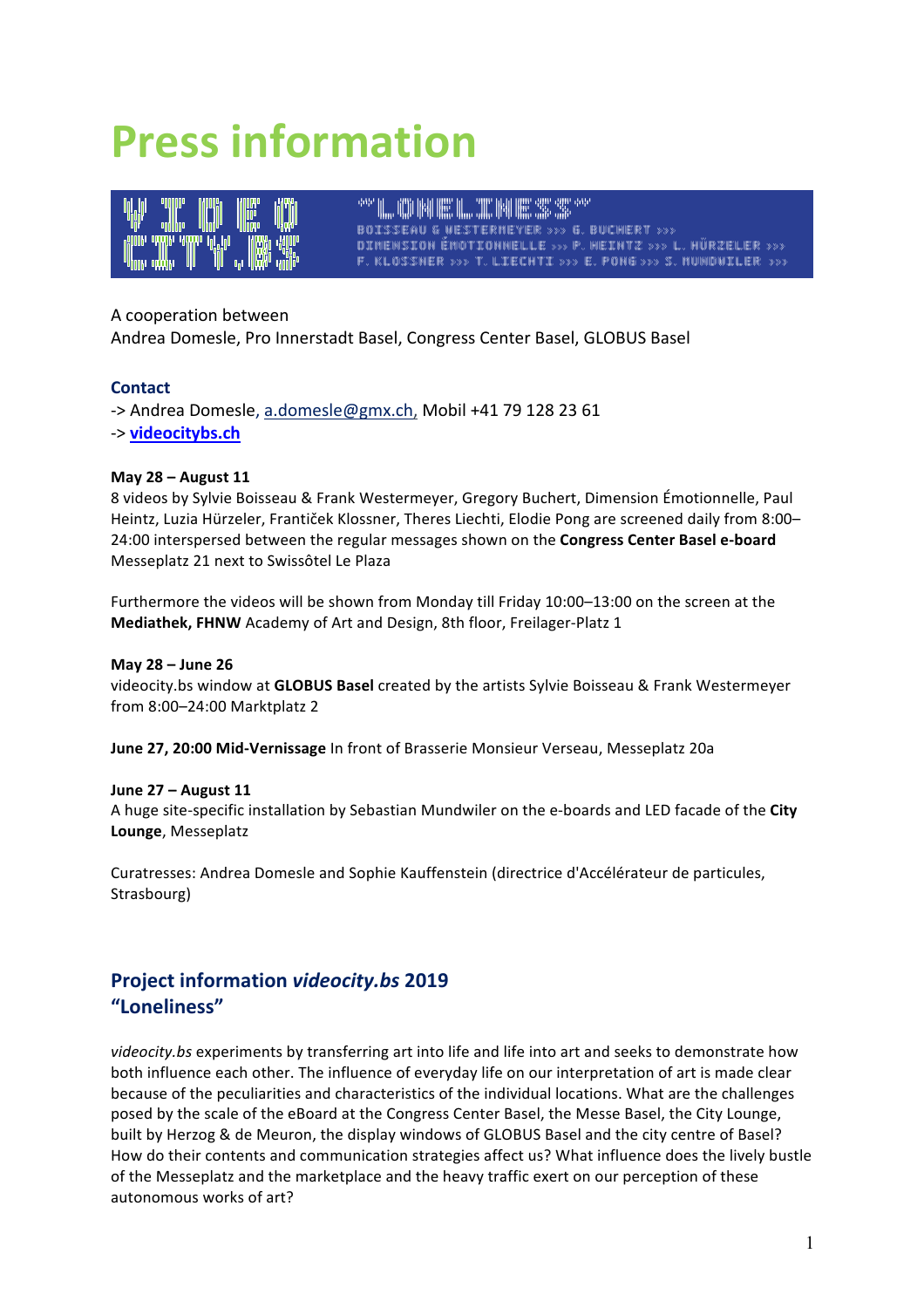# Press information

A cooperation between
Andrea Domesle, Pro Innerstadt Basel, Congress Center Basel, GLOBUS Basel

### Contact

-> Andrea Domesle, a.domesle@gmx.ch, Mobil +41 79 128 23 61
-> **videocitybs.ch**

**May 28 – August 11**
8 videos by Sylvie Boisseau & Frank Westermeyer, Gregory Buchert, Dimension Émotionnelle, Paul Heintz, Luzia Hürzeler, Frantiček Klossner, Theres Liechti, Elodie Pong are screened daily from 8:00–24:00 interspersed between the regular messages shown on the **Congress Center Basel e-board** Messeplatz 21 next to Swissôtel Le Plaza

Furthermore the videos will be shown from Monday till Friday 10:00–13:00 on the screen at the **Mediathek, FHNW** Academy of Art and Design, 8th floor, Freilager-Platz 1

**May 28 – June 26**
videocity.bs window at **GLOBUS Basel** created by the artists Sylvie Boisseau & Frank Westermeyer from 8:00–24:00 Marktplatz 2

**June 27, 20:00 Mid-Vernissage** In front of Brasserie Monsieur Verseau, Messeplatz 20a

**June 27 – August 11**
A huge site-specific installation by Sebastian Mundwiler on the e-boards and LED facade of the **City Lounge**, Messeplatz

Curatresses: Andrea Domesle and Sophie Kauffenstein (directrice d'Accélérateur de particules, Strasbourg)

## Project information *videocity.bs* 2019
## "Loneliness"

*videocity.bs* experiments by transferring art into life and life into art and seeks to demonstrate how both influence each other. The influence of everyday life on our interpretation of art is made clear because of the peculiarities and characteristics of the individual locations. What are the challenges posed by the scale of the eBoard at the Congress Center Basel, the Messe Basel, the City Lounge, built by Herzog & de Meuron, the display windows of GLOBUS Basel and the city centre of Basel? How do their contents and communication strategies affect us? What influence does the lively bustle of the Messeplatz and the marketplace and the heavy traffic exert on our perception of these autonomous works of art?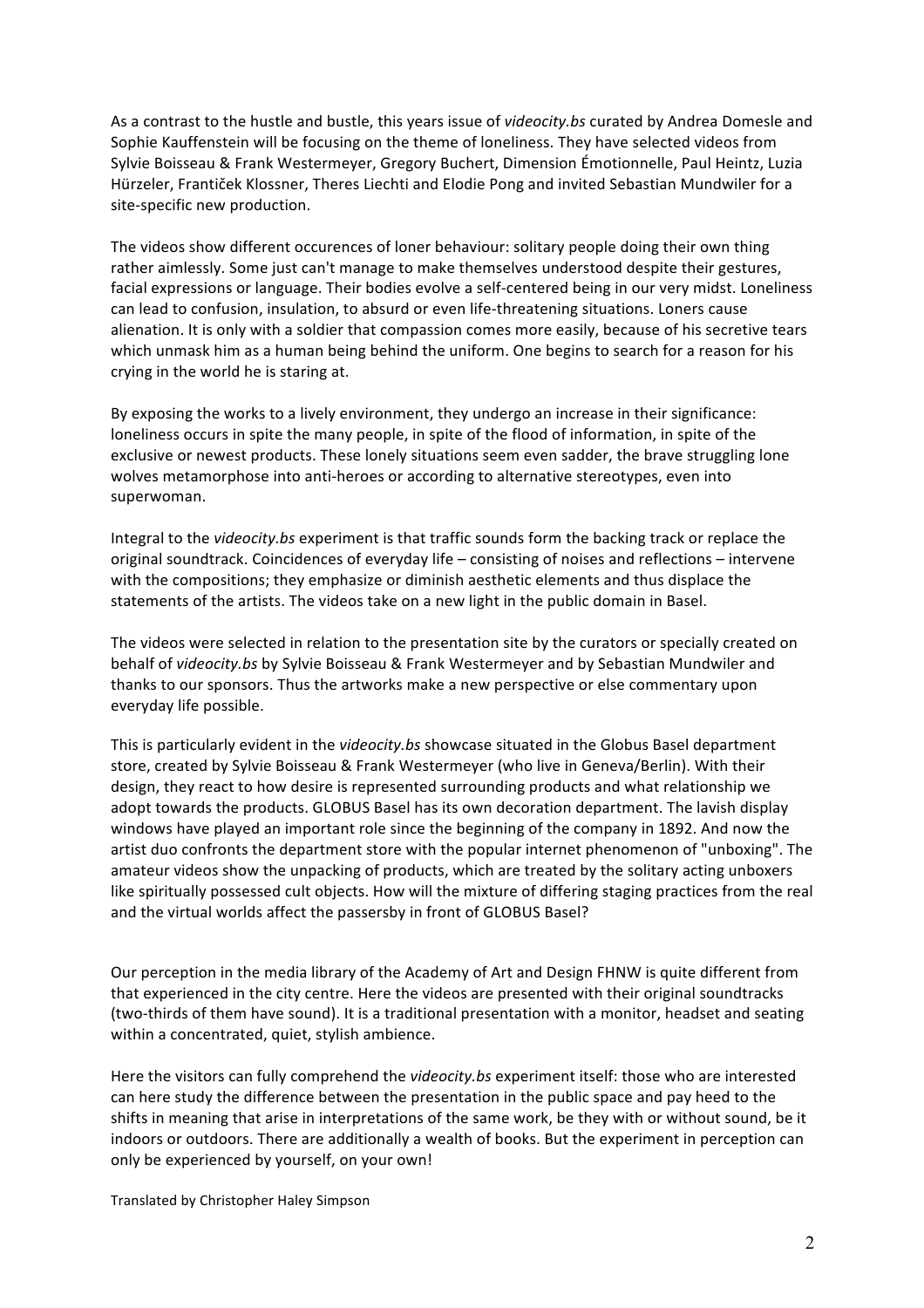As a contrast to the hustle and bustle, this years issue of *videocity.bs* curated by Andrea Domesle and Sophie Kauffenstein will be focusing on the theme of loneliness. They have selected videos from Sylvie Boisseau & Frank Westermeyer, Gregory Buchert, Dimension Émotionnelle, Paul Heintz, Luzia Hürzeler, Františck Klossner, Theres Liechti and Elodie Pong and invited Sebastian Mundwiler for a site-specific new production.

The videos show different occurences of loner behaviour: solitary people doing their own thing rather aimlessly. Some just can't manage to make themselves understood despite their gestures, facial expressions or language. Their bodies evolve a self-centered being in our very midst. Loneliness can lead to confusion, insulation, to absurd or even life-threatening situations. Loners cause alienation. It is only with a soldier that compassion comes more easily, because of his secretive tears which unmask him as a human being behind the uniform. One begins to search for a reason for his crying in the world he is staring at.

By exposing the works to a lively environment, they undergo an increase in their significance: loneliness occurs in spite the many people, in spite of the flood of information, in spite of the exclusive or newest products. These lonely situations seem even sadder, the brave struggling lone wolves metamorphose into anti-heroes or according to alternative stereotypes, even into superwoman.

Integral to the *videocity.bs* experiment is that traffic sounds form the backing track or replace the original soundtrack. Coincidences of everyday life – consisting of noises and reflections – intervene with the compositions; they emphasize or diminish aesthetic elements and thus displace the statements of the artists. The videos take on a new light in the public domain in Basel.

The videos were selected in relation to the presentation site by the curators or specially created on behalf of *videocity.bs* by Sylvie Boisseau & Frank Westermeyer and by Sebastian Mundwiler and thanks to our sponsors. Thus the artworks make a new perspective or else commentary upon everyday life possible.

This is particularly evident in the *videocity.bs* showcase situated in the Globus Basel department store, created by Sylvie Boisseau & Frank Westermeyer (who live in Geneva/Berlin). With their design, they react to how desire is represented surrounding products and what relationship we adopt towards the products. GLOBUS Basel has its own decoration department. The lavish display windows have played an important role since the beginning of the company in 1892. And now the artist duo confronts the department store with the popular internet phenomenon of "unboxing". The amateur videos show the unpacking of products, which are treated by the solitary acting unboxers like spiritually possessed cult objects. How will the mixture of differing staging practices from the real and the virtual worlds affect the passersby in front of GLOBUS Basel?

Our perception in the media library of the Academy of Art and Design FHNW is quite different from that experienced in the city centre. Here the videos are presented with their original soundtracks (two-thirds of them have sound). It is a traditional presentation with a monitor, headset and seating within a concentrated, quiet, stylish ambience.

Here the visitors can fully comprehend the *videocity.bs* experiment itself: those who are interested can here study the difference between the presentation in the public space and pay heed to the shifts in meaning that arise in interpretations of the same work, be they with or without sound, be it indoors or outdoors. There are additionally a wealth of books. But the experiment in perception can only be experienced by yourself, on your own!

Translated by Christopher Haley Simpson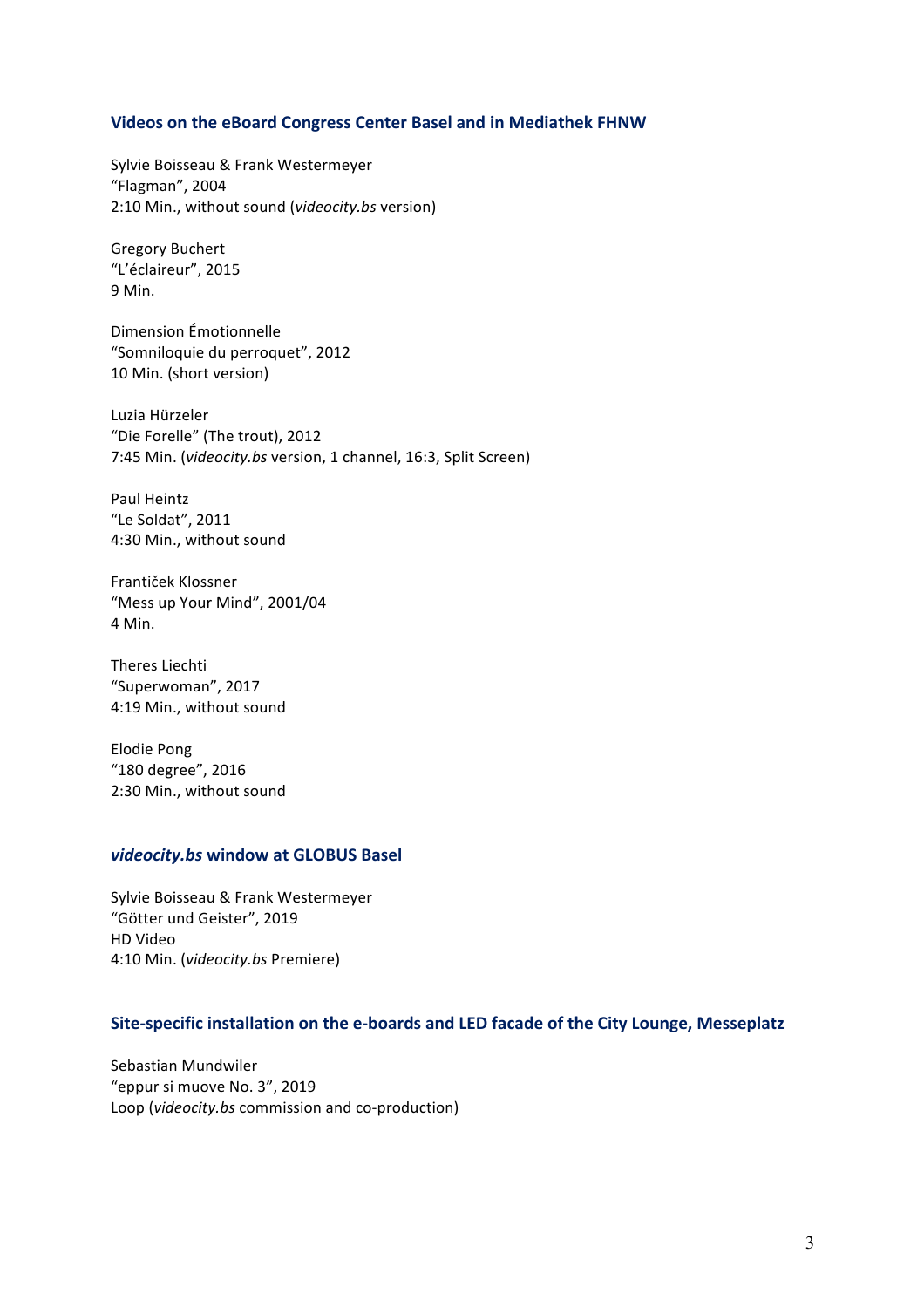## Videos on the eBoard Congress Center Basel and in Mediathek FHNW

Sylvie Boisseau & Frank Westermeyer
"Flagman", 2004
2:10 Min., without sound (*videocity.bs* version)

Gregory Buchert
"L'éclaireur", 2015
9 Min.

Dimension Émotionnelle
"Somniloquie du perroquet", 2012
10 Min. (short version)

Luzia Hürzeler
"Die Forelle" (The trout), 2012
7:45 Min. (*videocity.bs* version, 1 channel, 16:3, Split Screen)

Paul Heintz
"Le Soldat", 2011
4:30 Min., without sound

Franticek Klossner
"Mess up Your Mind", 2001/04
4 Min.

Theres Liechti
"Superwoman", 2017
4:19 Min., without sound

Elodie Pong
"180 degree", 2016
2:30 Min., without sound

## *videocity.bs* window at GLOBUS Basel

Sylvie Boisseau & Frank Westermeyer
"Götter und Geister", 2019
HD Video
4:10 Min. (*videocity.bs* Premiere)

## Site-specific installation on the e-boards and LED facade of the City Lounge, Messeplatz

Sebastian Mundwiler
"eppur si muove No. 3", 2019
Loop (*videocity.bs* commission and co-production)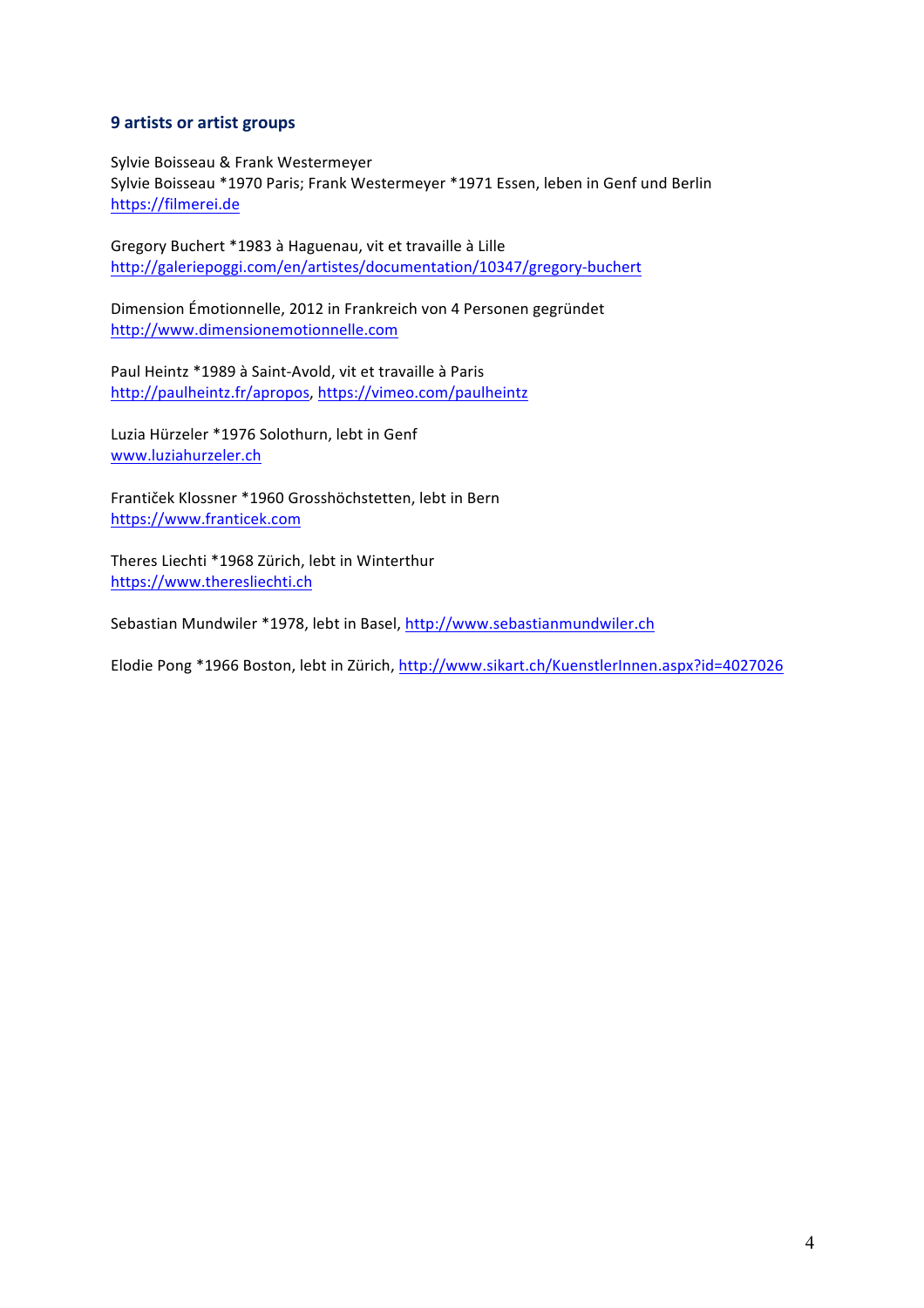## 9 artists or artist groups

Sylvie Boisseau & Frank Westermeyer
Sylvie Boisseau *1970 Paris; Frank Westermeyer *1971 Essen, leben in Genf und Berlin
https://filmerei.de

Gregory Buchert *1983 à Haguenau, vit et travaille à Lille
http://galeriepoggi.com/en/artistes/documentation/10347/gregory-buchert

Dimension Émotionnelle, 2012 in Frankreich von 4 Personen gegründet
http://www.dimensionemotionnelle.com

Paul Heintz *1989 à Saint-Avold, vit et travaille à Paris
http://paulheintz.fr/apropos, https://vimeo.com/paulheintz

Luzia Hürzeler *1976 Solothurn, lebt in Genf
www.luziahurzeler.ch

Frantiček Klossner *1960 Grosshöchstetten, lebt in Bern
https://www.franticek.com

Theres Liechti *1968 Zürich, lebt in Winterthur
https://www.theresliechti.ch

Sebastian Mundwiler *1978, lebt in Basel, http://www.sebastianmundwiler.ch

Elodie Pong *1966 Boston, lebt in Zürich, http://www.sikart.ch/KuenstlerInnen.aspx?id=4027026